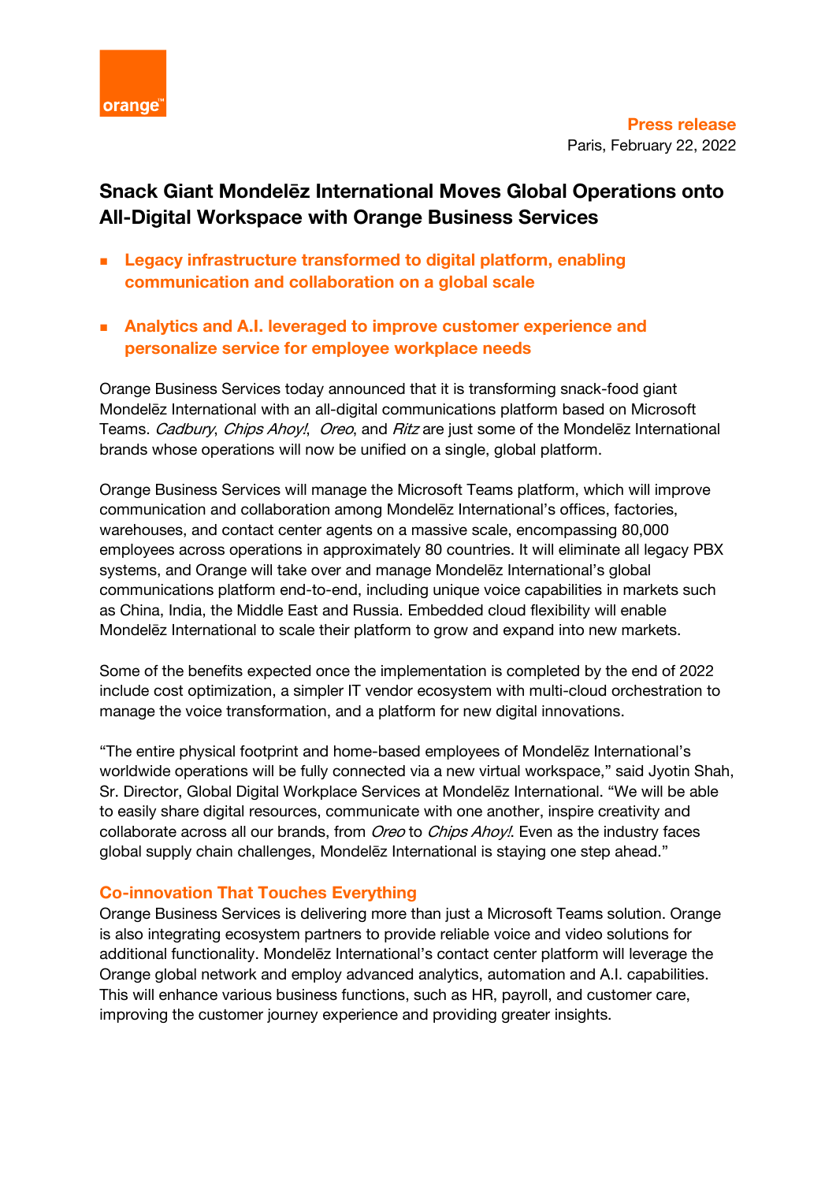**Press release**
Paris, February 22, 2022

# Snack Giant Mondelēz International Moves Global Operations onto All-Digital Workspace with Orange Business Services

- **Legacy infrastructure transformed to digital platform, enabling communication and collaboration on a global scale**
- **Analytics and A.I. leveraged to improve customer experience and personalize service for employee workplace needs**

Orange Business Services today announced that it is transforming snack-food giant Mondelēz International with an all-digital communications platform based on Microsoft Teams. *Cadbury*, *Chips Ahoy!*, *Oreo*, and *Ritz* are just some of the Mondelēz International brands whose operations will now be unified on a single, global platform.

Orange Business Services will manage the Microsoft Teams platform, which will improve communication and collaboration among Mondelēz International's offices, factories, warehouses, and contact center agents on a massive scale, encompassing 80,000 employees across operations in approximately 80 countries. It will eliminate all legacy PBX systems, and Orange will take over and manage Mondelēz International's global communications platform end-to-end, including unique voice capabilities in markets such as China, India, the Middle East and Russia. Embedded cloud flexibility will enable Mondelēz International to scale their platform to grow and expand into new markets.

Some of the benefits expected once the implementation is completed by the end of 2022 include cost optimization, a simpler IT vendor ecosystem with multi-cloud orchestration to manage the voice transformation, and a platform for new digital innovations.

"The entire physical footprint and home-based employees of Mondelēz International's worldwide operations will be fully connected via a new virtual workspace," said Jyotin Shah, Sr. Director, Global Digital Workplace Services at Mondelēz International. "We will be able to easily share digital resources, communicate with one another, inspire creativity and collaborate across all our brands, from *Oreo* to *Chips Ahoy!*. Even as the industry faces global supply chain challenges, Mondelēz International is staying one step ahead."

## Co-innovation That Touches Everything

Orange Business Services is delivering more than just a Microsoft Teams solution. Orange is also integrating ecosystem partners to provide reliable voice and video solutions for additional functionality. Mondelēz International's contact center platform will leverage the Orange global network and employ advanced analytics, automation and A.I. capabilities. This will enhance various business functions, such as HR, payroll, and customer care, improving the customer journey experience and providing greater insights.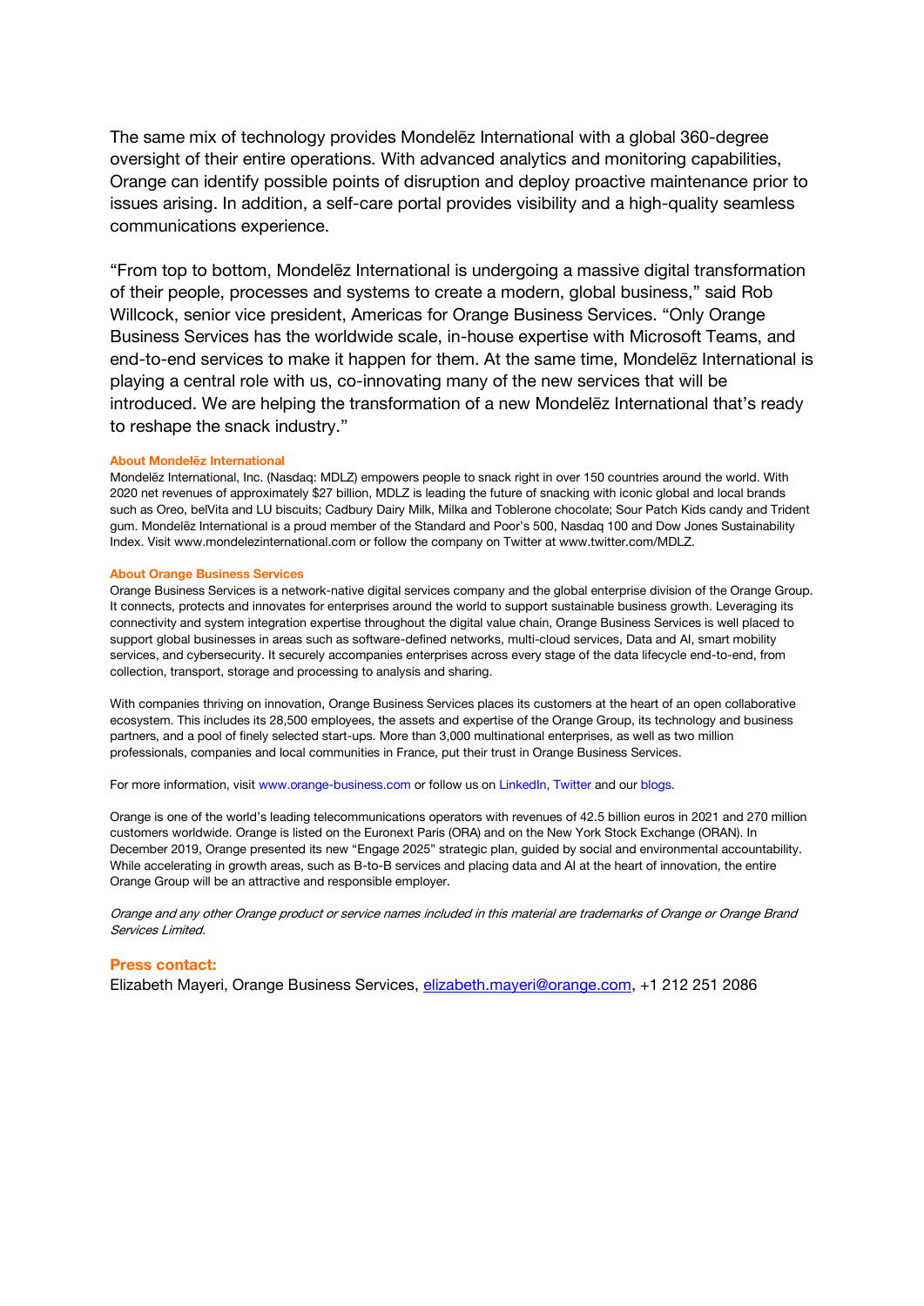The same mix of technology provides Mondelēz International with a global 360-degree oversight of their entire operations. With advanced analytics and monitoring capabilities, Orange can identify possible points of disruption and deploy proactive maintenance prior to issues arising. In addition, a self-care portal provides visibility and a high-quality seamless communications experience.

"From top to bottom, Mondelēz International is undergoing a massive digital transformation of their people, processes and systems to create a modern, global business," said Rob Willcock, senior vice president, Americas for Orange Business Services. "Only Orange Business Services has the worldwide scale, in-house expertise with Microsoft Teams, and end-to-end services to make it happen for them. At the same time, Mondelēz International is playing a central role with us, co-innovating many of the new services that will be introduced. We are helping the transformation of a new Mondelēz International that's ready to reshape the snack industry."

**About Mondelēz International**

Mondelēz International, Inc. (Nasdaq: MDLZ) empowers people to snack right in over 150 countries around the world. With 2020 net revenues of approximately $27 billion, MDLZ is leading the future of snacking with iconic global and local brands such as Oreo, belVita and LU biscuits; Cadbury Dairy Milk, Milka and Toblerone chocolate; Sour Patch Kids candy and Trident gum. Mondelēz International is a proud member of the Standard and Poor's 500, Nasdaq 100 and Dow Jones Sustainability Index. Visit www.mondelezinternational.com or follow the company on Twitter at www.twitter.com/MDLZ.

**About Orange Business Services**

Orange Business Services is a network-native digital services company and the global enterprise division of the Orange Group. It connects, protects and innovates for enterprises around the world to support sustainable business growth. Leveraging its connectivity and system integration expertise throughout the digital value chain, Orange Business Services is well placed to support global businesses in areas such as software-defined networks, multi-cloud services, Data and AI, smart mobility services, and cybersecurity. It securely accompanies enterprises across every stage of the data lifecycle end-to-end, from collection, transport, storage and processing to analysis and sharing.

With companies thriving on innovation, Orange Business Services places its customers at the heart of an open collaborative ecosystem. This includes its 28,500 employees, the assets and expertise of the Orange Group, its technology and business partners, and a pool of finely selected start-ups. More than 3,000 multinational enterprises, as well as two million professionals, companies and local communities in France, put their trust in Orange Business Services.

For more information, visit www.orange-business.com or follow us on LinkedIn, Twitter and our blogs.

Orange is one of the world's leading telecommunications operators with revenues of 42.5 billion euros in 2021 and 270 million customers worldwide. Orange is listed on the Euronext Paris (ORA) and on the New York Stock Exchange (ORAN). In December 2019, Orange presented its new "Engage 2025" strategic plan, guided by social and environmental accountability. While accelerating in growth areas, such as B-to-B services and placing data and AI at the heart of innovation, the entire Orange Group will be an attractive and responsible employer.

*Orange and any other Orange product or service names included in this material are trademarks of Orange or Orange Brand Services Limited.*

**Press contact:**

Elizabeth Mayeri, Orange Business Services, elizabeth.mayeri@orange.com, +1 212 251 2086